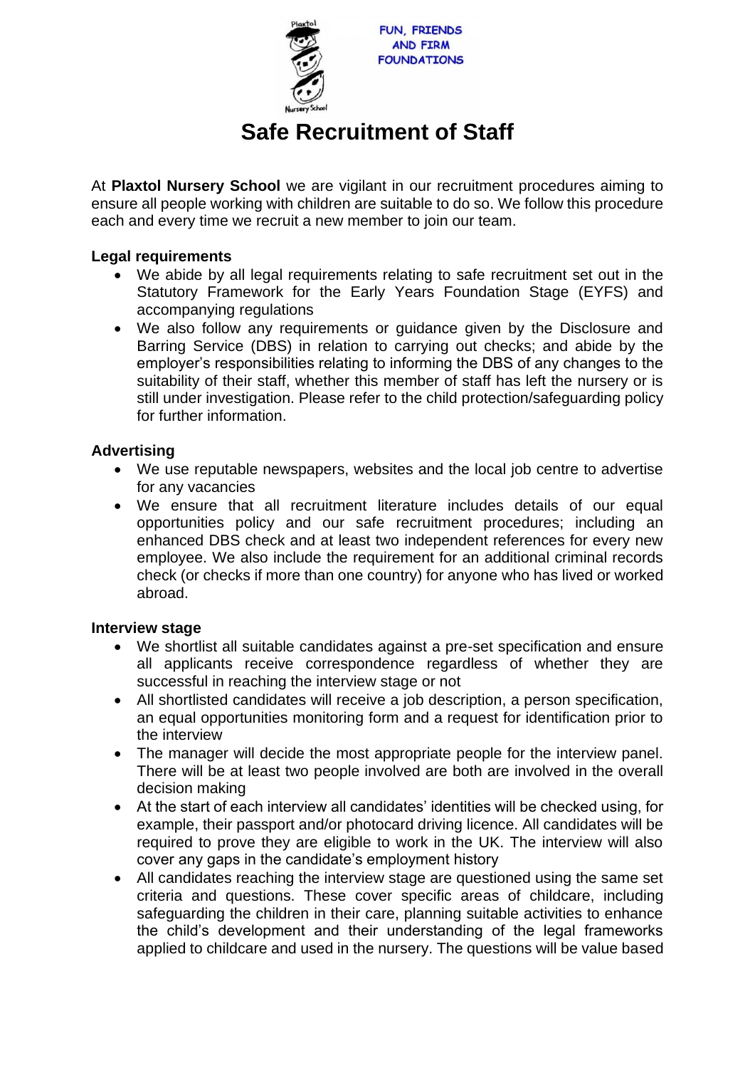FUN, FRIENDS AND FIRM FOUNDATIONS

# Safe Recruitment of Staff

At **Plaxtol Nursery School** we are vigilant in our recruitment procedures aiming to ensure all people working with children are suitable to do so. We follow this procedure each and every time we recruit a new member to join our team.

**Legal requirements**

- We abide by all legal requirements relating to safe recruitment set out in the Statutory Framework for the Early Years Foundation Stage (EYFS) and accompanying regulations
- We also follow any requirements or guidance given by the Disclosure and Barring Service (DBS) in relation to carrying out checks; and abide by the employer's responsibilities relating to informing the DBS of any changes to the suitability of their staff, whether this member of staff has left the nursery or is still under investigation. Please refer to the child protection/safeguarding policy for further information.

**Advertising**

- We use reputable newspapers, websites and the local job centre to advertise for any vacancies
- We ensure that all recruitment literature includes details of our equal opportunities policy and our safe recruitment procedures; including an enhanced DBS check and at least two independent references for every new employee. We also include the requirement for an additional criminal records check (or checks if more than one country) for anyone who has lived or worked abroad.

**Interview stage**

- We shortlist all suitable candidates against a pre-set specification and ensure all applicants receive correspondence regardless of whether they are successful in reaching the interview stage or not
- All shortlisted candidates will receive a job description, a person specification, an equal opportunities monitoring form and a request for identification prior to the interview
- The manager will decide the most appropriate people for the interview panel. There will be at least two people involved are both are involved in the overall decision making
- At the start of each interview all candidates' identities will be checked using, for example, their passport and/or photocard driving licence. All candidates will be required to prove they are eligible to work in the UK. The interview will also cover any gaps in the candidate's employment history
- All candidates reaching the interview stage are questioned using the same set criteria and questions. These cover specific areas of childcare, including safeguarding the children in their care, planning suitable activities to enhance the child's development and their understanding of the legal frameworks applied to childcare and used in the nursery. The questions will be value based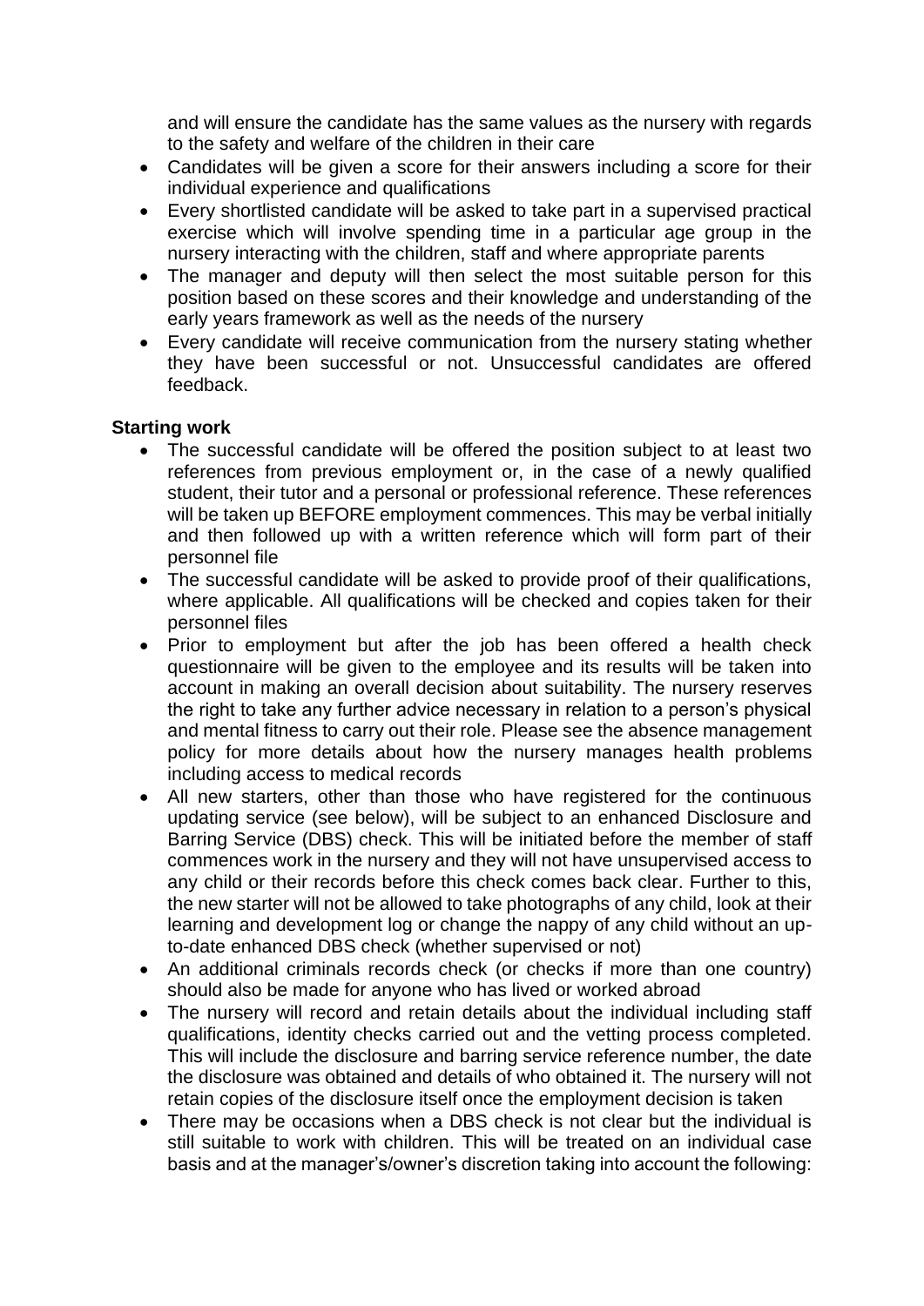and will ensure the candidate has the same values as the nursery with regards to the safety and welfare of the children in their care

- Candidates will be given a score for their answers including a score for their individual experience and qualifications
- Every shortlisted candidate will be asked to take part in a supervised practical exercise which will involve spending time in a particular age group in the nursery interacting with the children, staff and where appropriate parents
- The manager and deputy will then select the most suitable person for this position based on these scores and their knowledge and understanding of the early years framework as well as the needs of the nursery
- Every candidate will receive communication from the nursery stating whether they have been successful or not. Unsuccessful candidates are offered feedback.

**Starting work**

- The successful candidate will be offered the position subject to at least two references from previous employment or, in the case of a newly qualified student, their tutor and a personal or professional reference. These references will be taken up BEFORE employment commences. This may be verbal initially and then followed up with a written reference which will form part of their personnel file
- The successful candidate will be asked to provide proof of their qualifications, where applicable. All qualifications will be checked and copies taken for their personnel files
- Prior to employment but after the job has been offered a health check questionnaire will be given to the employee and its results will be taken into account in making an overall decision about suitability. The nursery reserves the right to take any further advice necessary in relation to a person's physical and mental fitness to carry out their role. Please see the absence management policy for more details about how the nursery manages health problems including access to medical records
- All new starters, other than those who have registered for the continuous updating service (see below), will be subject to an enhanced Disclosure and Barring Service (DBS) check. This will be initiated before the member of staff commences work in the nursery and they will not have unsupervised access to any child or their records before this check comes back clear. Further to this, the new starter will not be allowed to take photographs of any child, look at their learning and development log or change the nappy of any child without an up-to-date enhanced DBS check (whether supervised or not)
- An additional criminals records check (or checks if more than one country) should also be made for anyone who has lived or worked abroad
- The nursery will record and retain details about the individual including staff qualifications, identity checks carried out and the vetting process completed. This will include the disclosure and barring service reference number, the date the disclosure was obtained and details of who obtained it. The nursery will not retain copies of the disclosure itself once the employment decision is taken
- There may be occasions when a DBS check is not clear but the individual is still suitable to work with children. This will be treated on an individual case basis and at the manager's/owner's discretion taking into account the following: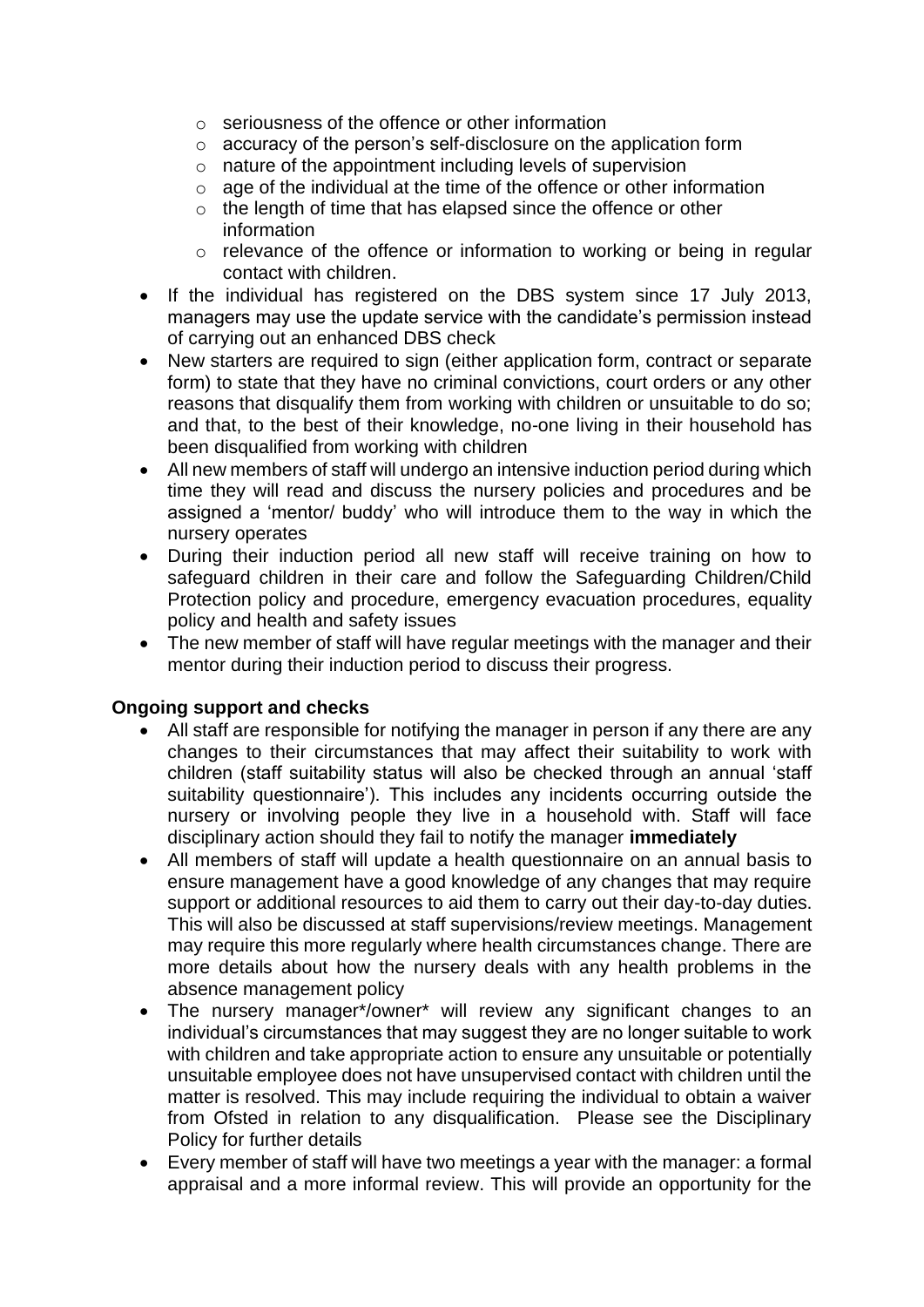- seriousness of the offence or other information
  - accuracy of the person's self-disclosure on the application form
  - nature of the appointment including levels of supervision
  - age of the individual at the time of the offence or other information
  - the length of time that has elapsed since the offence or other information
  - relevance of the offence or information to working or being in regular contact with children.
- If the individual has registered on the DBS system since 17 July 2013, managers may use the update service with the candidate's permission instead of carrying out an enhanced DBS check
- New starters are required to sign (either application form, contract or separate form) to state that they have no criminal convictions, court orders or any other reasons that disqualify them from working with children or unsuitable to do so; and that, to the best of their knowledge, no-one living in their household has been disqualified from working with children
- All new members of staff will undergo an intensive induction period during which time they will read and discuss the nursery policies and procedures and be assigned a 'mentor/ buddy' who will introduce them to the way in which the nursery operates
- During their induction period all new staff will receive training on how to safeguard children in their care and follow the Safeguarding Children/Child Protection policy and procedure, emergency evacuation procedures, equality policy and health and safety issues
- The new member of staff will have regular meetings with the manager and their mentor during their induction period to discuss their progress.

**Ongoing support and checks**

- All staff are responsible for notifying the manager in person if any there are any changes to their circumstances that may affect their suitability to work with children (staff suitability status will also be checked through an annual 'staff suitability questionnaire'). This includes any incidents occurring outside the nursery or involving people they live in a household with. Staff will face disciplinary action should they fail to notify the manager **immediately**
- All members of staff will update a health questionnaire on an annual basis to ensure management have a good knowledge of any changes that may require support or additional resources to aid them to carry out their day-to-day duties. This will also be discussed at staff supervisions/review meetings. Management may require this more regularly where health circumstances change. There are more details about how the nursery deals with any health problems in the absence management policy
- The nursery manager*/owner* will review any significant changes to an individual's circumstances that may suggest they are no longer suitable to work with children and take appropriate action to ensure any unsuitable or potentially unsuitable employee does not have unsupervised contact with children until the matter is resolved. This may include requiring the individual to obtain a waiver from Ofsted in relation to any disqualification. Please see the Disciplinary Policy for further details
- Every member of staff will have two meetings a year with the manager: a formal appraisal and a more informal review. This will provide an opportunity for the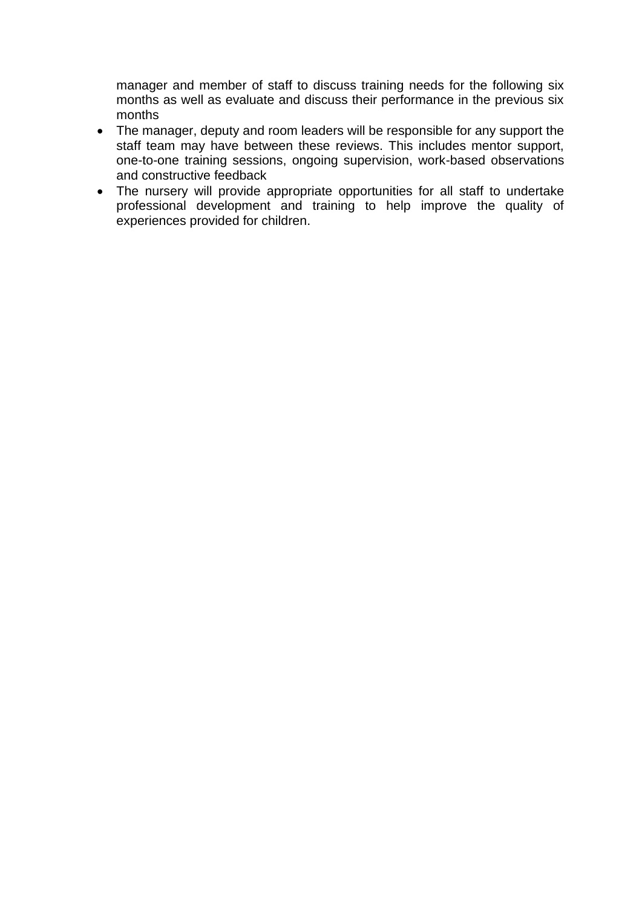manager and member of staff to discuss training needs for the following six months as well as evaluate and discuss their performance in the previous six months

- The manager, deputy and room leaders will be responsible for any support the staff team may have between these reviews. This includes mentor support, one-to-one training sessions, ongoing supervision, work-based observations and constructive feedback
- The nursery will provide appropriate opportunities for all staff to undertake professional development and training to help improve the quality of experiences provided for children.